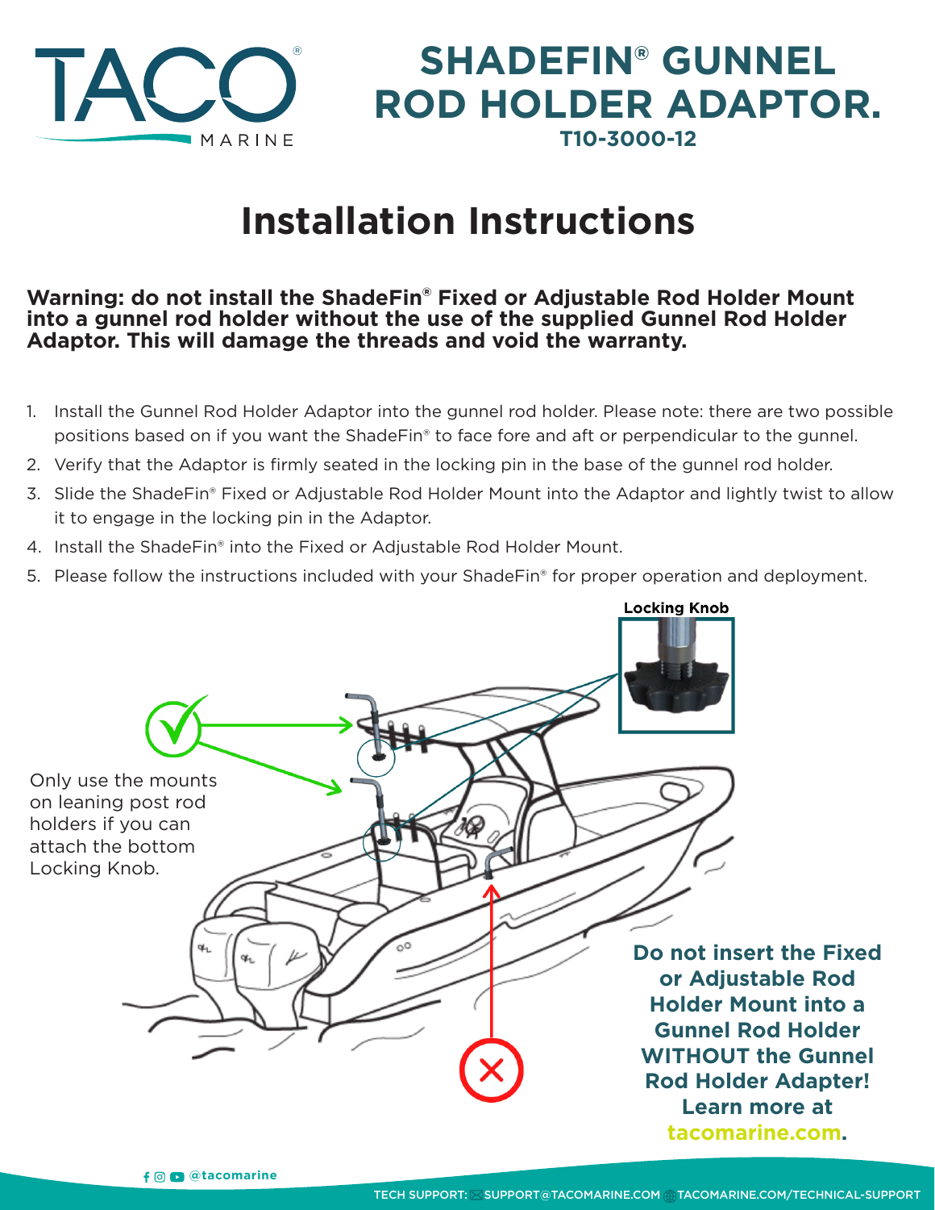# TACO MARINE

## SHADEFIN® GUNNEL ROD HOLDER ADAPTOR.

**T10-3000-12**

# Installation Instructions

**Warning: do not install the ShadeFin® Fixed or Adjustable Rod Holder Mount into a gunnel rod holder without the use of the supplied Gunnel Rod Holder Adaptor. This will damage the threads and void the warranty.**

1. Install the Gunnel Rod Holder Adaptor into the gunnel rod holder. Please note: there are two possible positions based on if you want the ShadeFin® to face fore and aft or perpendicular to the gunnel.
2. Verify that the Adaptor is firmly seated in the locking pin in the base of the gunnel rod holder.
3. Slide the ShadeFin® Fixed or Adjustable Rod Holder Mount into the Adaptor and lightly twist to allow it to engage in the locking pin in the Adaptor.
4. Install the ShadeFin® into the Fixed or Adjustable Rod Holder Mount.
5. Please follow the instructions included with your ShadeFin® for proper operation and deployment.

**Locking Knob**

Only use the mounts on leaning post rod holders if you can attach the bottom Locking Knob.

**Do not insert the Fixed or Adjustable Rod Holder Mount into a Gunnel Rod Holder WITHOUT the Gunnel Rod Holder Adapter! Learn more at tacomarine.com.**

@tacomarine

TECH SUPPORT: SUPPORT@TACOMARINE.COM TACOMARINE.COM/TECHNICAL-SUPPORT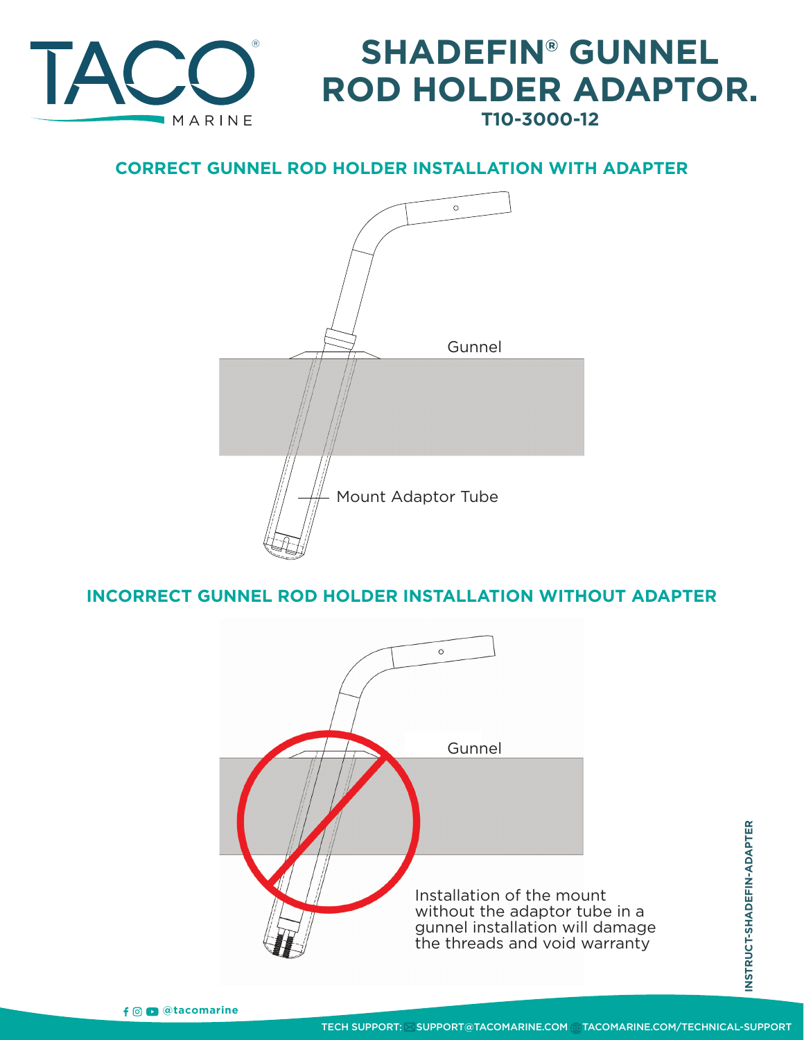# SHADEFIN® GUNNEL ROD HOLDER ADAPTOR.

**T10-3000-12**

## CORRECT GUNNEL ROD HOLDER INSTALLATION WITH ADAPTER

Gunnel

Mount Adaptor Tube

## INCORRECT GUNNEL ROD HOLDER INSTALLATION WITHOUT ADAPTER

Gunnel

Installation of the mount without the adaptor tube in a gunnel installation will damage the threads and void warranty

INSTRUCT-SHADEFIN-ADAPTER

@tacomarine

TECH SUPPORT: SUPPORT@TACOMARINE.COM TACOMARINE.COM/TECHNICAL-SUPPORT